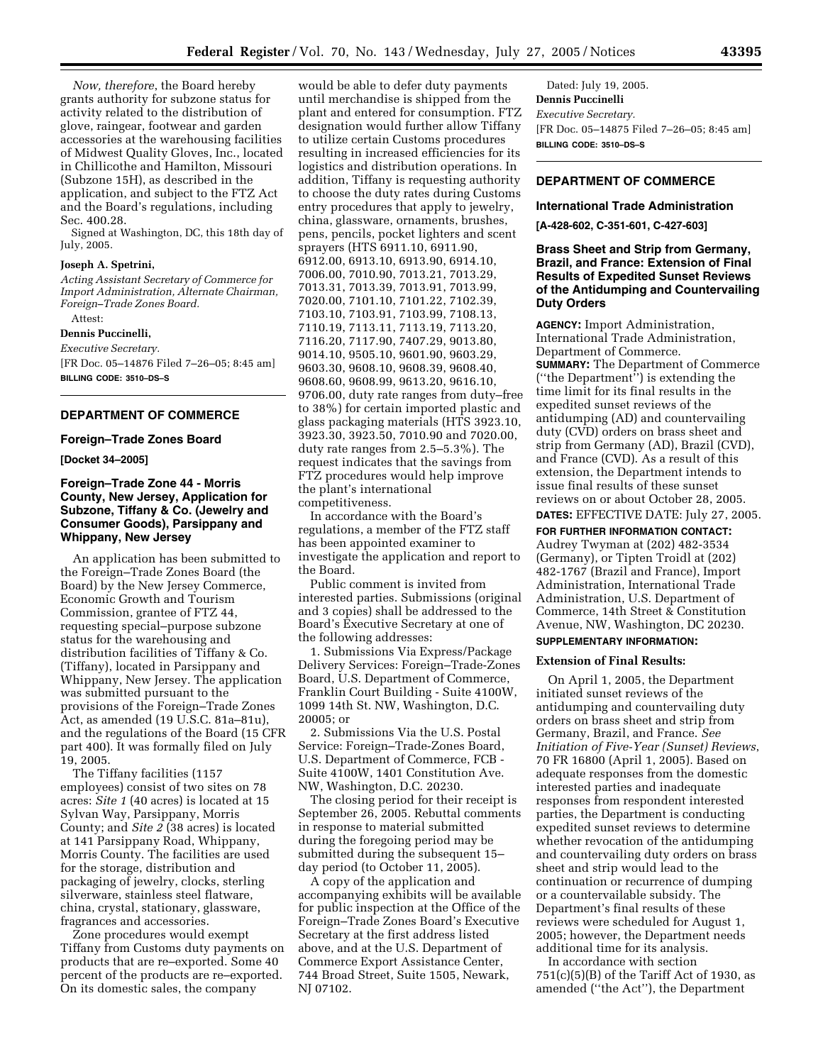*Now, therefore*, the Board hereby grants authority for subzone status for activity related to the distribution of glove, raingear, footwear and garden accessories at the warehousing facilities of Midwest Quality Gloves, Inc., located in Chillicothe and Hamilton, Missouri (Subzone 15H), as described in the application, and subject to the FTZ Act and the Board's regulations, including Sec. 400.28.

Signed at Washington, DC, this 18th day of July, 2005.

**Joseph A. Spetrini,**

*Acting Assistant Secretary of Commerce for Import Administration, Alternate Chairman, Foreign–Trade Zones Board.*

Attest:

**Dennis Puccinelli,**

*Executive Secretary.*

[FR Doc. 05–14876 Filed 7–26–05; 8:45 am]

**BILLING CODE: 3510–DS–S**

## DEPARTMENT OF COMMERCE

### Foreign–Trade Zones Board

**[Docket 34–2005]**

### Foreign–Trade Zone 44 - Morris County, New Jersey, Application for Subzone, Tiffany & Co. (Jewelry and Consumer Goods), Parsippany and Whippany, New Jersey

An application has been submitted to the Foreign–Trade Zones Board (the Board) by the New Jersey Commerce, Economic Growth and Tourism Commission, grantee of FTZ 44, requesting special–purpose subzone status for the warehousing and distribution facilities of Tiffany & Co. (Tiffany), located in Parsippany and Whippany, New Jersey. The application was submitted pursuant to the provisions of the Foreign–Trade Zones Act, as amended (19 U.S.C. 81a–81u), and the regulations of the Board (15 CFR part 400). It was formally filed on July 19, 2005.

The Tiffany facilities (1157 employees) consist of two sites on 78 acres: *Site 1* (40 acres) is located at 15 Sylvan Way, Parsippany, Morris County; and *Site 2* (38 acres) is located at 141 Parsippany Road, Whippany, Morris County. The facilities are used for the storage, distribution and packaging of jewelry, clocks, sterling silverware, stainless steel flatware, china, crystal, stationary, glassware, fragrances and accessories.

Zone procedures would exempt Tiffany from Customs duty payments on products that are re–exported. Some 40 percent of the products are re–exported. On its domestic sales, the company would be able to defer duty payments until merchandise is shipped from the plant and entered for consumption. FTZ designation would further allow Tiffany to utilize certain Customs procedures resulting in increased efficiencies for its logistics and distribution operations. In addition, Tiffany is requesting authority to choose the duty rates during Customs entry procedures that apply to jewelry, china, glassware, ornaments, brushes, pens, pencils, pocket lighters and scent sprayers (HTS 6911.10, 6911.90, 6912.00, 6913.10, 6913.90, 6914.10, 7006.00, 7010.90, 7013.21, 7013.29, 7013.31, 7013.39, 7013.91, 7013.99, 7020.00, 7101.10, 7101.22, 7102.39, 7103.10, 7103.91, 7103.99, 7108.13, 7110.19, 7113.11, 7113.19, 7113.20, 7116.20, 7117.90, 7407.29, 9013.80, 9014.10, 9505.10, 9601.90, 9603.29, 9603.30, 9608.10, 9608.39, 9608.40, 9608.60, 9608.99, 9613.20, 9616.10, 9706.00, duty rate ranges from duty–free to 38%) for certain imported plastic and glass packaging materials (HTS 3923.10, 3923.30, 3923.50, 7010.90 and 7020.00, duty rate ranges from 2.5–5.3%). The request indicates that the savings from FTZ procedures would help improve the plant's international competitiveness.

In accordance with the Board's regulations, a member of the FTZ staff has been appointed examiner to investigate the application and report to the Board.

Public comment is invited from interested parties. Submissions (original and 3 copies) shall be addressed to the Board's Executive Secretary at one of the following addresses:

1. Submissions Via Express/Package Delivery Services: Foreign–Trade-Zones Board, U.S. Department of Commerce, Franklin Court Building - Suite 4100W, 1099 14th St. NW, Washington, D.C. 20005; or

2. Submissions Via the U.S. Postal Service: Foreign–Trade-Zones Board, U.S. Department of Commerce, FCB - Suite 4100W, 1401 Constitution Ave. NW, Washington, D.C. 20230.

The closing period for their receipt is September 26, 2005. Rebuttal comments in response to material submitted during the foregoing period may be submitted during the subsequent 15–day period (to October 11, 2005).

A copy of the application and accompanying exhibits will be available for public inspection at the Office of the Foreign–Trade Zones Board's Executive Secretary at the first address listed above, and at the U.S. Department of Commerce Export Assistance Center, 744 Broad Street, Suite 1505, Newark, NJ 07102.

Dated: July 19, 2005.

**Dennis Puccinelli**

*Executive Secretary.*

[FR Doc. 05–14875 Filed 7–26–05; 8:45 am]

**BILLING CODE: 3510–DS–S**

## DEPARTMENT OF COMMERCE

### International Trade Administration

**[A-428-602, C-351-601, C-427-603]**

### Brass Sheet and Strip from Germany, Brazil, and France: Extension of Final Results of Expedited Sunset Reviews of the Antidumping and Countervailing Duty Orders

**AGENCY:** Import Administration, International Trade Administration, Department of Commerce.

**SUMMARY:** The Department of Commerce (''the Department'') is extending the time limit for its final results in the expedited sunset reviews of the antidumping (AD) and countervailing duty (CVD) orders on brass sheet and strip from Germany (AD), Brazil (CVD), and France (CVD). As a result of this extension, the Department intends to issue final results of these sunset reviews on or about October 28, 2005.

**DATES:** EFFECTIVE DATE: July 27, 2005.

**FOR FURTHER INFORMATION CONTACT:** Audrey Twyman at (202) 482-3534 (Germany), or Tipten Troidl at (202) 482-1767 (Brazil and France), Import Administration, International Trade Administration, U.S. Department of Commerce, 14th Street & Constitution Avenue, NW, Washington, DC 20230.

**SUPPLEMENTARY INFORMATION:**

**Extension of Final Results:**

On April 1, 2005, the Department initiated sunset reviews of the antidumping and countervailing duty orders on brass sheet and strip from Germany, Brazil, and France. *See Initiation of Five-Year (Sunset) Reviews*, 70 FR 16800 (April 1, 2005). Based on adequate responses from the domestic interested parties and inadequate responses from respondent interested parties, the Department is conducting expedited sunset reviews to determine whether revocation of the antidumping and countervailing duty orders on brass sheet and strip would lead to the continuation or recurrence of dumping or a countervailable subsidy. The Department's final results of these reviews were scheduled for August 1, 2005; however, the Department needs additional time for its analysis.

In accordance with section 751(c)(5)(B) of the Tariff Act of 1930, as amended (''the Act''), the Department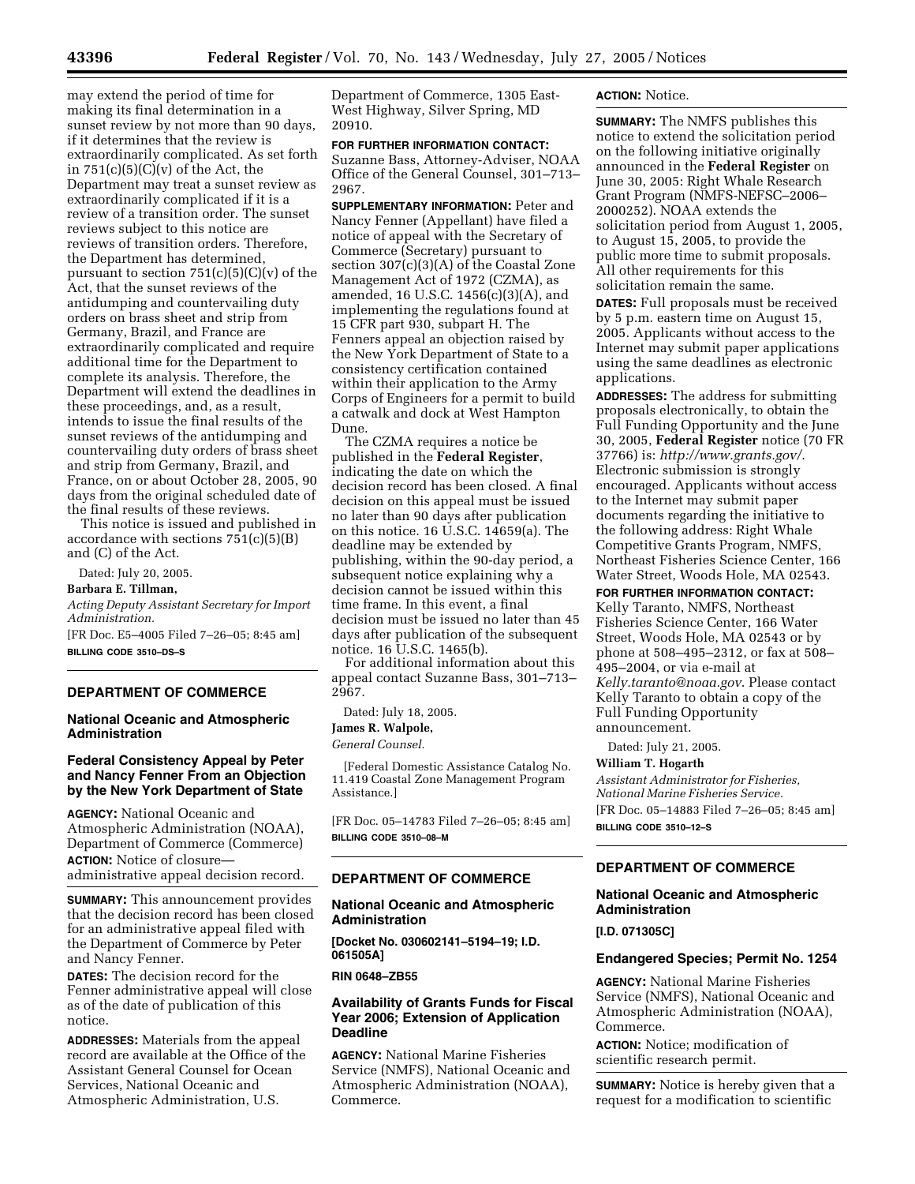may extend the period of time for making its final determination in a sunset review by not more than 90 days, if it determines that the review is extraordinarily complicated. As set forth in 751(c)(5)(C)(v) of the Act, the Department may treat a sunset review as extraordinarily complicated if it is a review of a transition order. The sunset reviews subject to this notice are reviews of transition orders. Therefore, the Department has determined, pursuant to section 751(c)(5)(C)(v) of the Act, that the sunset reviews of the antidumping and countervailing duty orders on brass sheet and strip from Germany, Brazil, and France are extraordinarily complicated and require additional time for the Department to complete its analysis. Therefore, the Department will extend the deadlines in these proceedings, and, as a result, intends to issue the final results of the sunset reviews of the antidumping and countervailing duty orders of brass sheet and strip from Germany, Brazil, and France, on or about October 28, 2005, 90 days from the original scheduled date of the final results of these reviews.

This notice is issued and published in accordance with sections 751(c)(5)(B) and (C) of the Act.

Dated: July 20, 2005.

**Barbara E. Tillman,**

*Acting Deputy Assistant Secretary for Import Administration.*

[FR Doc. E5–4005 Filed 7–26–05; 8:45 am]

**BILLING CODE 3510–DS–S**

## DEPARTMENT OF COMMERCE

### National Oceanic and Atmospheric Administration

### Federal Consistency Appeal by Peter and Nancy Fenner From an Objection by the New York Department of State

**AGENCY:** National Oceanic and Atmospheric Administration (NOAA), Department of Commerce (Commerce)

**ACTION:** Notice of closure—administrative appeal decision record.

**SUMMARY:** This announcement provides that the decision record has been closed for an administrative appeal filed with the Department of Commerce by Peter and Nancy Fenner.

**DATES:** The decision record for the Fenner administrative appeal will close as of the date of publication of this notice.

**ADDRESSES:** Materials from the appeal record are available at the Office of the Assistant General Counsel for Ocean Services, National Oceanic and Atmospheric Administration, U.S. Department of Commerce, 1305 East-West Highway, Silver Spring, MD 20910.

**FOR FURTHER INFORMATION CONTACT:** Suzanne Bass, Attorney-Adviser, NOAA Office of the General Counsel, 301–713–2967.

**SUPPLEMENTARY INFORMATION:** Peter and Nancy Fenner (Appellant) have filed a notice of appeal with the Secretary of Commerce (Secretary) pursuant to section 307(c)(3)(A) of the Coastal Zone Management Act of 1972 (CZMA), as amended, 16 U.S.C. 1456(c)(3)(A), and implementing the regulations found at 15 CFR part 930, subpart H. The Fenners appeal an objection raised by the New York Department of State to a consistency certification contained within their application to the Army Corps of Engineers for a permit to build a catwalk and dock at West Hampton Dune.

The CZMA requires a notice be published in the **Federal Register**, indicating the date on which the decision record has been closed. A final decision on this appeal must be issued no later than 90 days after publication on this notice. 16 U.S.C. 14659(a). The deadline may be extended by publishing, within the 90-day period, a subsequent notice explaining why a decision cannot be issued within this time frame. In this event, a final decision must be issued no later than 45 days after publication of the subsequent notice. 16 U.S.C. 1465(b).

For additional information about this appeal contact Suzanne Bass, 301–713–2967.

Dated: July 18, 2005.

**James R. Walpole,**

*General Counsel.*

[Federal Domestic Assistance Catalog No. 11.419 Coastal Zone Management Program Assistance.]

[FR Doc. 05–14783 Filed 7–26–05; 8:45 am]

**BILLING CODE 3510–08–M**

## DEPARTMENT OF COMMERCE

### National Oceanic and Atmospheric Administration

**[Docket No. 030602141–5194–19; I.D. 061505A]**

**RIN 0648–ZB55**

### Availability of Grants Funds for Fiscal Year 2006; Extension of Application Deadline

**AGENCY:** National Marine Fisheries Service (NMFS), National Oceanic and Atmospheric Administration (NOAA), Commerce.

**ACTION:** Notice.

**SUMMARY:** The NMFS publishes this notice to extend the solicitation period on the following initiative originally announced in the **Federal Register** on June 30, 2005: Right Whale Research Grant Program (NMFS-NEFSC–2006–2000252). NOAA extends the solicitation period from August 1, 2005, to August 15, 2005, to provide the public more time to submit proposals. All other requirements for this solicitation remain the same.

**DATES:** Full proposals must be received by 5 p.m. eastern time on August 15, 2005. Applicants without access to the Internet may submit paper applications using the same deadlines as electronic applications.

**ADDRESSES:** The address for submitting proposals electronically, to obtain the Full Funding Opportunity and the June 30, 2005, **Federal Register** notice (70 FR 37766) is: *http://www.grants.gov/*. Electronic submission is strongly encouraged. Applicants without access to the Internet may submit paper documents regarding the initiative to the following address: Right Whale Competitive Grants Program, NMFS, Northeast Fisheries Science Center, 166 Water Street, Woods Hole, MA 02543.

**FOR FURTHER INFORMATION CONTACT:** Kelly Taranto, NMFS, Northeast Fisheries Science Center, 166 Water Street, Woods Hole, MA 02543 or by phone at 508–495–2312, or fax at 508–495–2004, or via e-mail at *Kelly.taranto@noaa.gov*. Please contact Kelly Taranto to obtain a copy of the Full Funding Opportunity announcement.

Dated: July 21, 2005.

**William T. Hogarth**

*Assistant Administrator for Fisheries, National Marine Fisheries Service.*

[FR Doc. 05–14883 Filed 7–26–05; 8:45 am]

**BILLING CODE 3510–12–S**

## DEPARTMENT OF COMMERCE

### National Oceanic and Atmospheric Administration

**[I.D. 071305C]**

### Endangered Species; Permit No. 1254

**AGENCY:** National Marine Fisheries Service (NMFS), National Oceanic and Atmospheric Administration (NOAA), Commerce.

**ACTION:** Notice; modification of scientific research permit.

**SUMMARY:** Notice is hereby given that a request for a modification to scientific